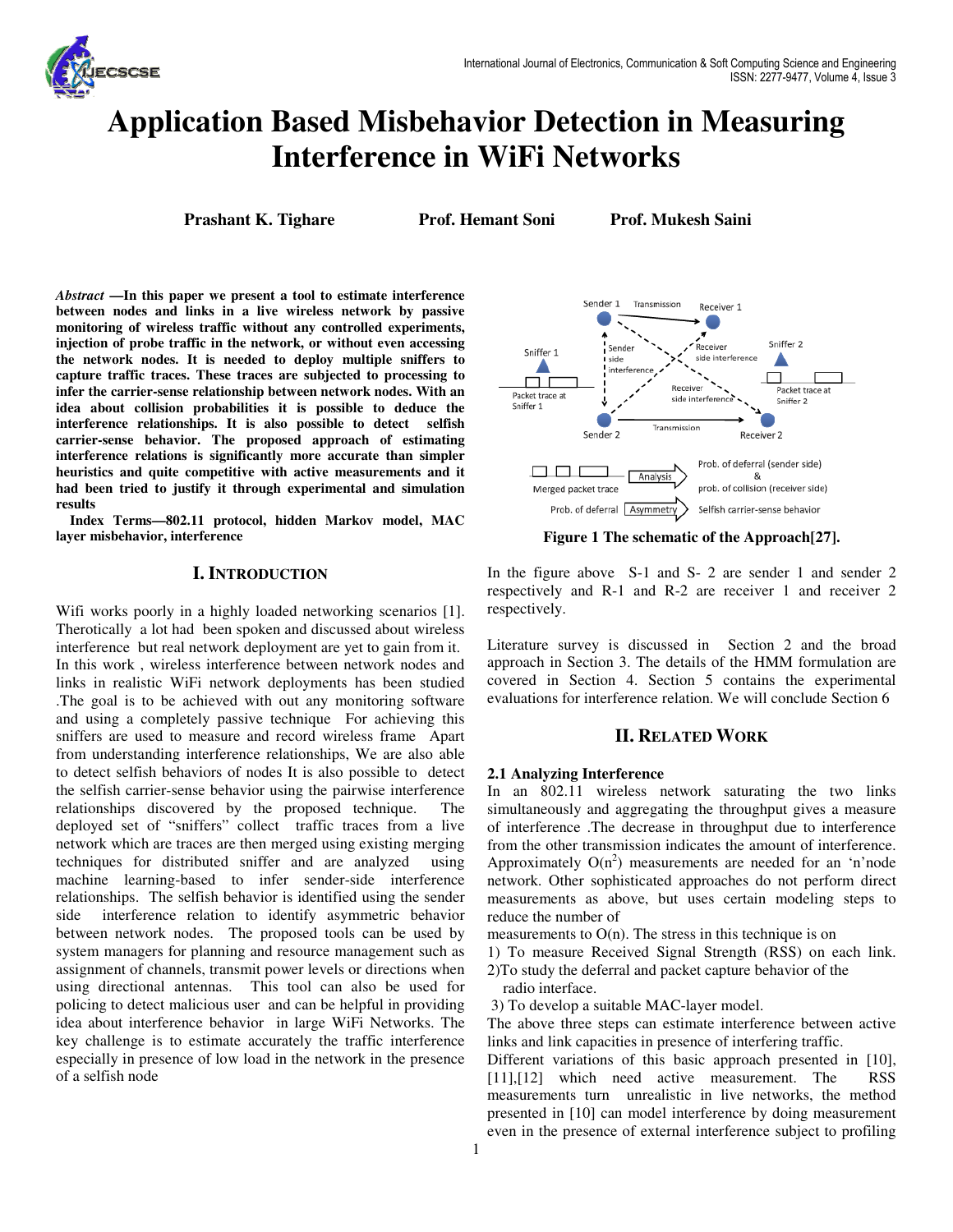# Application Based Misbehavior Detection in Measuring Interference in WiFi Networks

**Prashant K. Tighare** **Prof. Hemant Soni** **Prof. Mukesh Saini**

***Abstract* —In this paper we present a tool to estimate interference between nodes and links in a live wireless network by passive monitoring of wireless traffic without any controlled experiments, injection of probe traffic in the network, or without even accessing the network nodes. It is needed to deploy multiple sniffers to capture traffic traces. These traces are subjected to processing to infer the carrier-sense relationship between network nodes. With an idea about collision probabilities it is possible to deduce the interference relationships. It is also possible to detect selfish carrier-sense behavior. The proposed approach of estimating interference relations is significantly more accurate than simpler heuristics and quite competitive with active measurements and it had been tried to justify it through experimental and simulation results**

**Index Terms—802.11 protocol, hidden Markov model, MAC layer misbehavior, interference**

## I. INTRODUCTION

Wifi works poorly in a highly loaded networking scenarios [1]. Therotically a lot had been spoken and discussed about wireless interference but real network deployment are yet to gain from it. In this work , wireless interference between network nodes and links in realistic WiFi network deployments has been studied .The goal is to be achieved with out any monitoring software and using a completely passive technique For achieving this sniffers are used to measure and record wireless frame Apart from understanding interference relationships, We are also able to detect selfish behaviors of nodes It is also possible to detect the selfish carrier-sense behavior using the pairwise interference relationships discovered by the proposed technique. The deployed set of "sniffers" collect traffic traces from a live network which are traces are then merged using existing merging techniques for distributed sniffer and are analyzed using machine learning-based to infer sender-side interference relationships. The selfish behavior is identified using the sender side interference relation to identify asymmetric behavior between network nodes. The proposed tools can be used by system managers for planning and resource management such as assignment of channels, transmit power levels or directions when using directional antennas. This tool can also be used for policing to detect malicious user and can be helpful in providing idea about interference behavior in large WiFi Networks. The key challenge is to estimate accurately the traffic interference especially in presence of low load in the network in the presence of a selfish node

**Figure 1 The schematic of the Approach[27].**

In the figure above S-1 and S- 2 are sender 1 and sender 2 respectively and R-1 and R-2 are receiver 1 and receiver 2 respectively.

Literature survey is discussed in Section 2 and the broad approach in Section 3. The details of the HMM formulation are covered in Section 4. Section 5 contains the experimental evaluations for interference relation. We will conclude Section 6

## II. RELATED WORK

### 2.1 Analyzing Interference

In an 802.11 wireless network saturating the two links simultaneously and aggregating the throughput gives a measure of interference .The decrease in throughput due to interference from the other transmission indicates the amount of interference. Approximately $O(n^2)$ measurements are needed for an 'n'node network. Other sophisticated approaches do not perform direct measurements as above, but uses certain modeling steps to reduce the number of measurements to O(n). The stress in this technique is on

1) To measure Received Signal Strength (RSS) on each link.
2)To study the deferral and packet capture behavior of the radio interface.
3) To develop a suitable MAC-layer model.

The above three steps can estimate interference between active links and link capacities in presence of interfering traffic.

Different variations of this basic approach presented in [10], [11],[12] which need active measurement. The RSS measurements turn unrealistic in live networks, the method presented in [10] can model interference by doing measurement even in the presence of external interference subject to profiling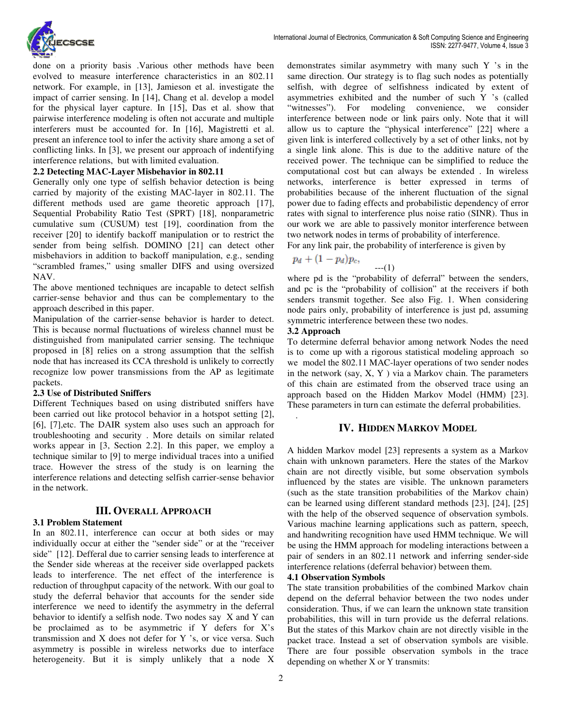done on a priority basis .Various other methods have been evolved to measure interference characteristics in an 802.11 network. For example, in [13], Jamieson et al. investigate the impact of carrier sensing. In [14], Chang et al. develop a model for the physical layer capture. In [15], Das et al. show that pairwise interference modeling is often not accurate and multiple interferers must be accounted for. In [16], Magistretti et al. present an inference tool to infer the activity share among a set of conflicting links. In [3], we present our approach of indentifying interference relations, but with limited evaluation.

### 2.2 Detecting MAC-Layer Misbehavior in 802.11

Generally only one type of selfish behavior detection is being carried by majority of the existing MAC-layer in 802.11. The different methods used are game theoretic approach [17], Sequential Probability Ratio Test (SPRT) [18], nonparametric cumulative sum (CUSUM) test [19], coordination from the receiver [20] to identify backoff manipulation or to restrict the sender from being selfish. DOMINO [21] can detect other misbehaviors in addition to backoff manipulation, e.g., sending "scrambled frames," using smaller DIFS and using oversized NAV.

The above mentioned techniques are incapable to detect selfish carrier-sense behavior and thus can be complementary to the approach described in this paper.

Manipulation of the carrier-sense behavior is harder to detect. This is because normal fluctuations of wireless channel must be distinguished from manipulated carrier sensing. The technique proposed in [8] relies on a strong assumption that the selfish node that has increased its CCA threshold is unlikely to correctly recognize low power transmissions from the AP as legitimate packets.

### 2.3 Use of Distributed Sniffers

Different Techniques based on using distributed sniffers have been carried out like protocol behavior in a hotspot setting [2], [6], [7],etc. The DAIR system also uses such an approach for troubleshooting and security . More details on similar related works appear in [3, Section 2.2]. In this paper, we employ a technique similar to [9] to merge individual traces into a unified trace. However the stress of the study is on learning the interference relations and detecting selfish carrier-sense behavior in the network.

## III. Overall Approach

### 3.1 Problem Statement

In an 802.11, interference can occur at both sides or may individually occur at either the "sender side" or at the "receiver side" [12]. Defferal due to carrier sensing leads to interference at the Sender side whereas at the receiver side overlapped packets leads to interference. The net effect of the interference is reduction of throughput capacity of the network. With our goal to study the deferral behavior that accounts for the sender side interference we need to identify the asymmetry in the deferral behavior to identify a selfish node. Two nodes say X and Y can be proclaimed as to be asymmetric if Y defers for X's transmission and X does not defer for Y 's, or vice versa. Such asymmetry is possible in wireless networks due to interface heterogeneity. But it is simply unlikely that a node X demonstrates similar asymmetry with many such Y 's in the same direction. Our strategy is to flag such nodes as potentially selfish, with degree of selfishness indicated by extent of asymmetries exhibited and the number of such Y 's (called "witnesses"). For modeling convenience, we consider interference between node or link pairs only. Note that it will allow us to capture the "physical interference" [22] where a given link is interfered collectively by a set of other links, not by a single link alone. This is due to the additive nature of the received power. The technique can be simplified to reduce the computational cost but can always be extended . In wireless networks, interference is better expressed in terms of probabilities because of the inherent fluctuation of the signal power due to fading effects and probabilistic dependency of error rates with signal to interference plus noise ratio (SINR). Thus in our work we are able to passively monitor interference between two network nodes in terms of probability of interference.

For any link pair, the probability of interference is given by

$$p_d + (1 - p_d)p_c, \qquad \text{---(1)}$$

where pd is the "probability of deferral" between the senders, and pc is the "probability of collision" at the receivers if both senders transmit together. See also Fig. 1. When considering node pairs only, probability of interference is just pd, assuming symmetric interference between these two nodes.

### 3.2 Approach

To determine deferral behavior among network Nodes the need is to come up with a rigorous statistical modeling approach so we model the 802.11 MAC-layer operations of two sender nodes in the network (say, X, Y ) via a Markov chain. The parameters of this chain are estimated from the observed trace using an approach based on the Hidden Markov Model (HMM) [23]. These parameters in turn can estimate the deferral probabilities.

.

## IV. Hidden Markov Model

A hidden Markov model [23] represents a system as a Markov chain with unknown parameters. Here the states of the Markov chain are not directly visible, but some observation symbols influenced by the states are visible. The unknown parameters (such as the state transition probabilities of the Markov chain) can be learned using different standard methods [23], [24], [25] with the help of the observed sequence of observation symbols. Various machine learning applications such as pattern, speech, and handwriting recognition have used HMM technique. We will be using the HMM approach for modeling interactions between a pair of senders in an 802.11 network and inferring sender-side interference relations (deferral behavior) between them.

### 4.1 Observation Symbols

The state transition probabilities of the combined Markov chain depend on the deferral behavior between the two nodes under consideration. Thus, if we can learn the unknown state transition probabilities, this will in turn provide us the deferral relations. But the states of this Markov chain are not directly visible in the packet trace. Instead a set of observation symbols are visible. There are four possible observation symbols in the trace depending on whether X or Y transmits: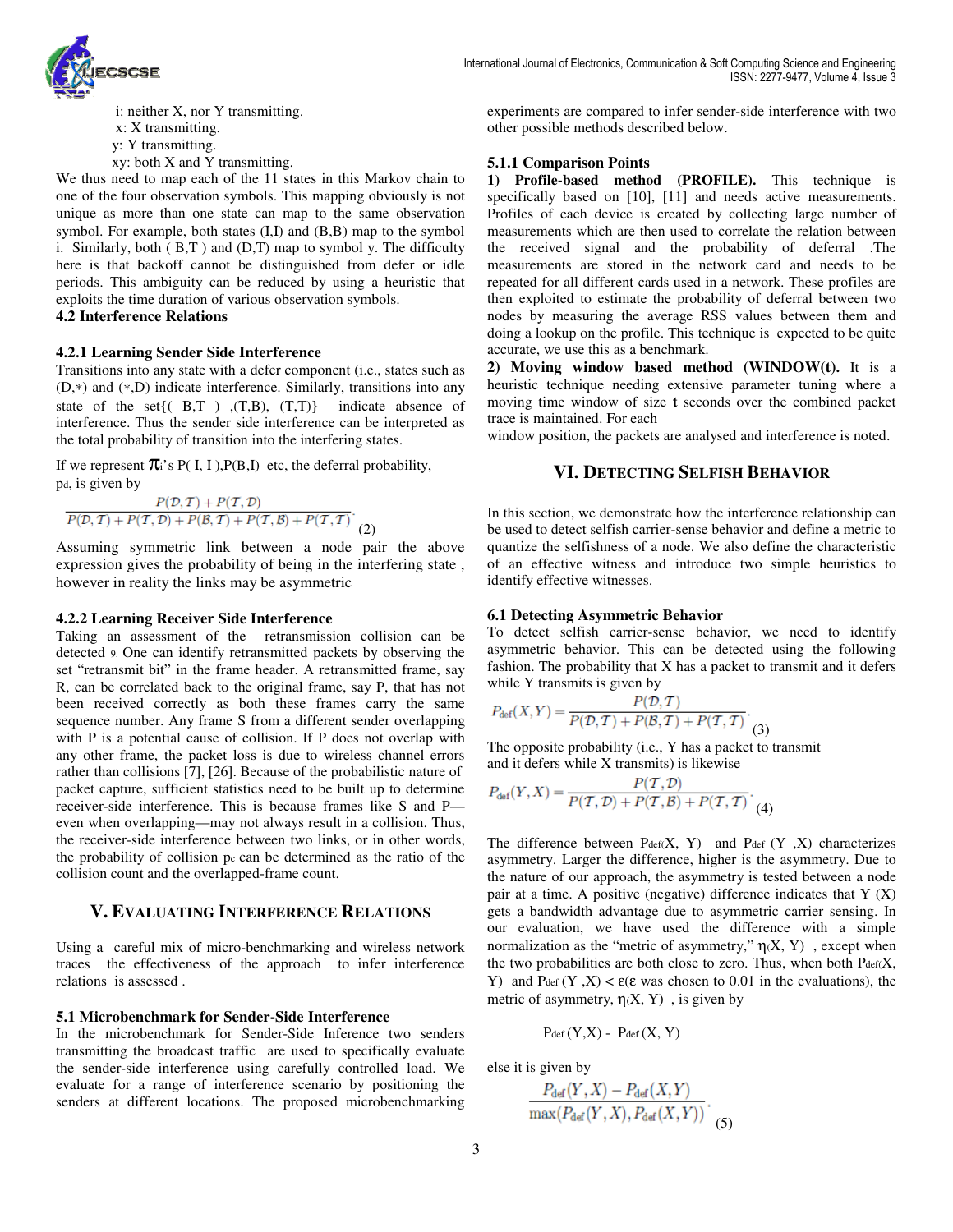i: neither X, nor Y transmitting.
x: X transmitting.
y: Y transmitting.
xy: both X and Y transmitting.

We thus need to map each of the 11 states in this Markov chain to one of the four observation symbols. This mapping obviously is not unique as more than one state can map to the same observation symbol. For example, both states (I,I) and (B,B) map to the symbol i. Similarly, both ( B,T ) and (D,T) map to symbol y. The difficulty here is that backoff cannot be distinguished from defer or idle periods. This ambiguity can be reduced by using a heuristic that exploits the time duration of various observation symbols.

### 4.2 Interference Relations

#### 4.2.1 Learning Sender Side Interference

Transitions into any state with a defer component (i.e., states such as (D,*) and (*,D) indicate interference. Similarly, transitions into any state of the set{( B,T ) ,(T,B), (T,T)} indicate absence of interference. Thus the sender side interference can be interpreted as the total probability of transition into the interfering states.

If we represent $\pi_i$'s P( I, I ),P(B,I) etc, the deferral probability, $p_d$, is given by

$$\frac{P(\mathcal{D},\mathcal{T})+P(\mathcal{T},\mathcal{D})}{P(\mathcal{D},\mathcal{T})+P(\mathcal{T},\mathcal{D})+P(\mathcal{B},\mathcal{T})+P(\mathcal{T},\mathcal{B})+P(\mathcal{T},\mathcal{T})}. \quad (2)$$

Assuming symmetric link between a node pair the above expression gives the probability of being in the interfering state , however in reality the links may be asymmetric

#### 4.2.2 Learning Receiver Side Interference

Taking an assessment of the retransmission collision can be detected 9. One can identify retransmitted packets by observing the set "retransmit bit" in the frame header. A retransmitted frame, say R, can be correlated back to the original frame, say P, that has not been received correctly as both these frames carry the same sequence number. Any frame S from a different sender overlapping with P is a potential cause of collision. If P does not overlap with any other frame, the packet loss is due to wireless channel errors rather than collisions [7], [26]. Because of the probabilistic nature of packet capture, sufficient statistics need to be built up to determine receiver-side interference. This is because frames like S and P—even when overlapping—may not always result in a collision. Thus, the receiver-side interference between two links, or in other words, the probability of collision $p_c$ can be determined as the ratio of the collision count and the overlapped-frame count.

## V. Evaluating Interference Relations

Using a careful mix of micro-benchmarking and wireless network traces the effectiveness of the approach to infer interference relations is assessed .

### 5.1 Microbenchmark for Sender-Side Interference

In the microbenchmark for Sender-Side Inference two senders transmitting the broadcast traffic are used to specifically evaluate the sender-side interference using carefully controlled load. We evaluate for a range of interference scenario by positioning the senders at different locations. The proposed microbenchmarking experiments are compared to infer sender-side interference with two other possible methods described below.

#### 5.1.1 Comparison Points

**1) Profile-based method (PROFILE).** This technique is specifically based on [10], [11] and needs active measurements. Profiles of each device is created by collecting large number of measurements which are then used to correlate the relation between the received signal and the probability of deferral .The measurements are stored in the network card and needs to be repeated for all different cards used in a network. These profiles are then exploited to estimate the probability of deferral between two nodes by measuring the average RSS values between them and doing a lookup on the profile. This technique is expected to be quite accurate, we use this as a benchmark.

**2) Moving window based method (WINDOW(t).** It is a heuristic technique needing extensive parameter tuning where a moving time window of size **t** seconds over the combined packet trace is maintained. For each window position, the packets are analysed and interference is noted.

## VI. Detecting Selfish Behavior

In this section, we demonstrate how the interference relationship can be used to detect selfish carrier-sense behavior and define a metric to quantize the selfishness of a node. We also define the characteristic of an effective witness and introduce two simple heuristics to identify effective witnesses.

### 6.1 Detecting Asymmetric Behavior

To detect selfish carrier-sense behavior, we need to identify asymmetric behavior. This can be detected using the following fashion. The probability that X has a packet to transmit and it defers while Y transmits is given by

$$P_{\text{def}}(X,Y)=\frac{P(\mathcal{D},\mathcal{T})}{P(\mathcal{D},\mathcal{T})+P(\mathcal{B},\mathcal{T})+P(\mathcal{T},\mathcal{T})}. \quad (3)$$

The opposite probability (i.e., Y has a packet to transmit and it defers while X transmits) is likewise

$$P_{\text{def}}(Y,X)=\frac{P(\mathcal{T},\mathcal{D})}{P(\mathcal{T},\mathcal{D})+P(\mathcal{T},\mathcal{B})+P(\mathcal{T},\mathcal{T})}. \quad (4)$$

The difference between $P_{def}(X, Y)$ and $P_{def}(Y, X)$ characterizes asymmetry. Larger the difference, higher is the asymmetry. Due to the nature of our approach, the asymmetry is tested between a node pair at a time. A positive (negative) difference indicates that Y (X) gets a bandwidth advantage due to asymmetric carrier sensing. In our evaluation, we have used the difference with a simple normalization as the "metric of asymmetry," $\eta(X, Y)$ , except when the two probabilities are both close to zero. Thus, when both $P_{def}(X, Y)$ and $P_{def}(Y, X) < \varepsilon$ ($\varepsilon$ was chosen to 0.01 in the evaluations), the metric of asymmetry, $\eta(X, Y)$ , is given by

$$P_{def}(Y,X) - P_{def}(X, Y)$$

else it is given by

$$\frac{P_{\text{def}}(Y,X)-P_{\text{def}}(X,Y)}{\max(P_{\text{def}}(Y,X),P_{\text{def}}(X,Y))}. \quad (5)$$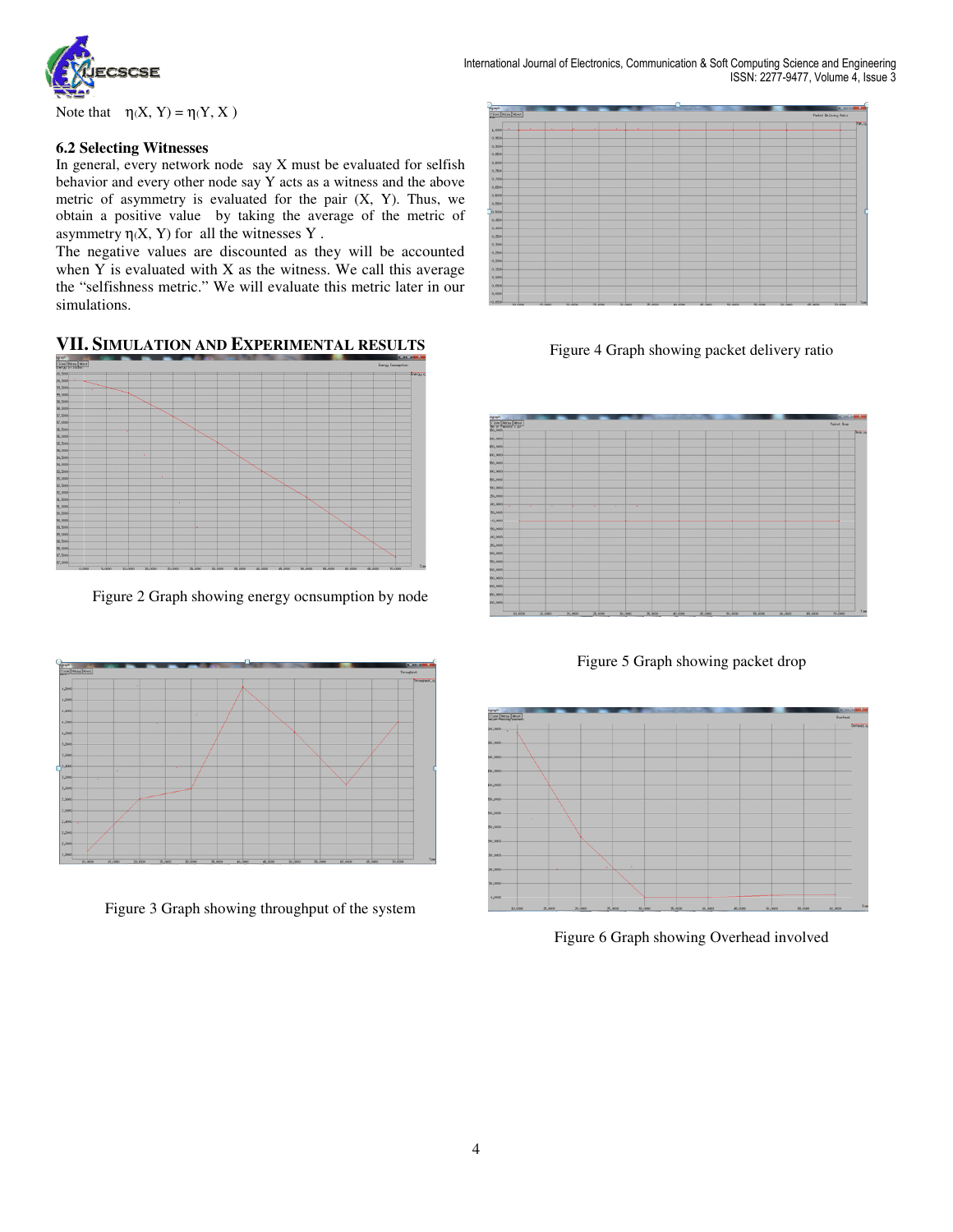Note that $\eta(X, Y) = \eta(Y, X)$

### 6.2 Selecting Witnesses

In general, every network node say X must be evaluated for selfish behavior and every other node say Y acts as a witness and the above metric of asymmetry is evaluated for the pair (X, Y). Thus, we obtain a positive value by taking the average of the metric of asymmetry $\eta(X, Y)$ for all the witnesses Y .

The negative values are discounted as they will be accounted when Y is evaluated with X as the witness. We call this average the "selfishness metric." We will evaluate this metric later in our simulations.

## VII. Simulation and Experimental results

Figure 2 Graph showing energy ocnsumption by node

Figure 3 Graph showing throughput of the system

Figure 4 Graph showing packet delivery ratio

Figure 5 Graph showing packet drop

Figure 6 Graph showing Overhead involved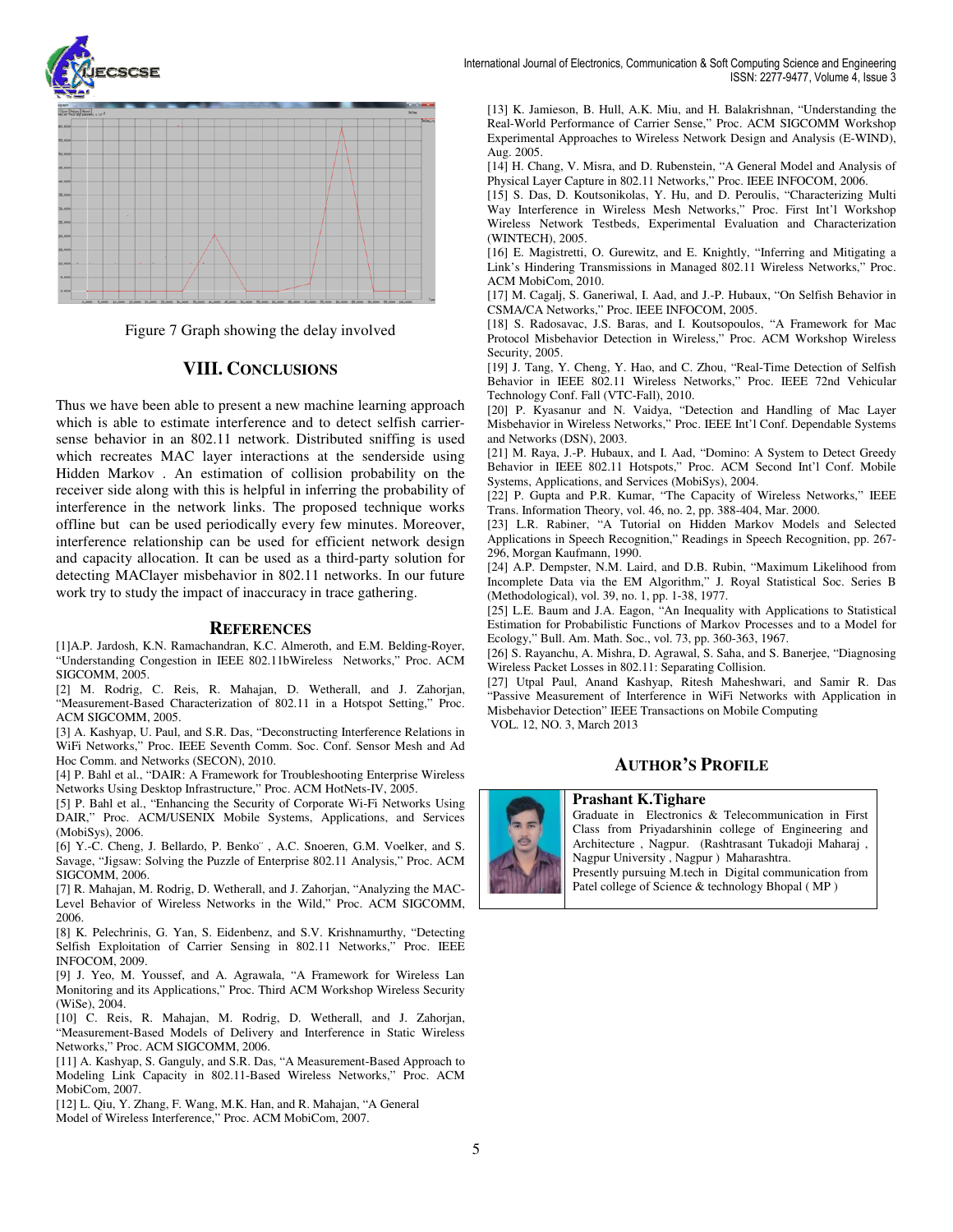Figure 7 Graph showing the delay involved

## VIII. CONCLUSIONS

Thus we have been able to present a new machine learning approach which is able to estimate interference and to detect selfish carrier-sense behavior in an 802.11 network. Distributed sniffing is used which recreates MAC layer interactions at the senderside using Hidden Markov . An estimation of collision probability on the receiver side along with this is helpful in inferring the probability of interference in the network links. The proposed technique works offline but can be used periodically every few minutes. Moreover, interference relationship can be used for efficient network design and capacity allocation. It can be used as a third-party solution for detecting MAClayer misbehavior in 802.11 networks. In our future work try to study the impact of inaccuracy in trace gathering.

## REFERENCES

[1]A.P. Jardosh, K.N. Ramachandran, K.C. Almeroth, and E.M. Belding-Royer, "Understanding Congestion in IEEE 802.11bWireless Networks," Proc. ACM SIGCOMM, 2005.

[2] M. Rodrig, C. Reis, R. Mahajan, D. Wetherall, and J. Zahorjan, "Measurement-Based Characterization of 802.11 in a Hotspot Setting," Proc. ACM SIGCOMM, 2005.

[3] A. Kashyap, U. Paul, and S.R. Das, "Deconstructing Interference Relations in WiFi Networks," Proc. IEEE Seventh Comm. Soc. Conf. Sensor Mesh and Ad Hoc Comm. and Networks (SECON), 2010.

[4] P. Bahl et al., "DAIR: A Framework for Troubleshooting Enterprise Wireless Networks Using Desktop Infrastructure," Proc. ACM HotNets-IV, 2005.

[5] P. Bahl et al., "Enhancing the Security of Corporate Wi-Fi Networks Using DAIR," Proc. ACM/USENIX Mobile Systems, Applications, and Services (MobiSys), 2006.

[6] Y.-C. Cheng, J. Bellardo, P. Benko¨ , A.C. Snoeren, G.M. Voelker, and S. Savage, "Jigsaw: Solving the Puzzle of Enterprise 802.11 Analysis," Proc. ACM SIGCOMM, 2006.

[7] R. Mahajan, M. Rodrig, D. Wetherall, and J. Zahorjan, "Analyzing the MAC-Level Behavior of Wireless Networks in the Wild," Proc. ACM SIGCOMM, 2006.

[8] K. Pelechrinis, G. Yan, S. Eidenbenz, and S.V. Krishnamurthy, "Detecting Selfish Exploitation of Carrier Sensing in 802.11 Networks," Proc. IEEE INFOCOM, 2009.

[9] J. Yeo, M. Youssef, and A. Agrawala, "A Framework for Wireless Lan Monitoring and its Applications," Proc. Third ACM Workshop Wireless Security (WiSe), 2004.

[10] C. Reis, R. Mahajan, M. Rodrig, D. Wetherall, and J. Zahorjan, "Measurement-Based Models of Delivery and Interference in Static Wireless Networks," Proc. ACM SIGCOMM, 2006.

[11] A. Kashyap, S. Ganguly, and S.R. Das, "A Measurement-Based Approach to Modeling Link Capacity in 802.11-Based Wireless Networks," Proc. ACM MobiCom, 2007.

[12] L. Qiu, Y. Zhang, F. Wang, M.K. Han, and R. Mahajan, "A General Model of Wireless Interference," Proc. ACM MobiCom, 2007.

[13] K. Jamieson, B. Hull, A.K. Miu, and H. Balakrishnan, "Understanding the Real-World Performance of Carrier Sense," Proc. ACM SIGCOMM Workshop Experimental Approaches to Wireless Network Design and Analysis (E-WIND), Aug. 2005.

[14] H. Chang, V. Misra, and D. Rubenstein, "A General Model and Analysis of Physical Layer Capture in 802.11 Networks," Proc. IEEE INFOCOM, 2006.

[15] S. Das, D. Koutsonikolas, Y. Hu, and D. Peroulis, "Characterizing Multi Way Interference in Wireless Mesh Networks," Proc. First Int'l Workshop Wireless Network Testbeds, Experimental Evaluation and Characterization (WINTECH), 2005.

[16] E. Magistretti, O. Gurewitz, and E. Knightly, "Inferring and Mitigating a Link's Hindering Transmissions in Managed 802.11 Wireless Networks," Proc. ACM MobiCom, 2010.

[17] M. Cagalj, S. Ganeriwal, I. Aad, and J.-P. Hubaux, "On Selfish Behavior in CSMA/CA Networks," Proc. IEEE INFOCOM, 2005.

[18] S. Radosavac, J.S. Baras, and I. Koutsopoulos, "A Framework for Mac Protocol Misbehavior Detection in Wireless," Proc. ACM Workshop Wireless Security, 2005.

[19] J. Tang, Y. Cheng, Y. Hao, and C. Zhou, "Real-Time Detection of Selfish Behavior in IEEE 802.11 Wireless Networks," Proc. IEEE 72nd Vehicular Technology Conf. Fall (VTC-Fall), 2010.

[20] P. Kyasanur and N. Vaidya, "Detection and Handling of Mac Layer Misbehavior in Wireless Networks," Proc. IEEE Int'l Conf. Dependable Systems and Networks (DSN), 2003.

[21] M. Raya, J.-P. Hubaux, and I. Aad, "Domino: A System to Detect Greedy Behavior in IEEE 802.11 Hotspots," Proc. ACM Second Int'l Conf. Mobile Systems, Applications, and Services (MobiSys), 2004.

[22] P. Gupta and P.R. Kumar, "The Capacity of Wireless Networks," IEEE Trans. Information Theory, vol. 46, no. 2, pp. 388-404, Mar. 2000.

[23] L.R. Rabiner, "A Tutorial on Hidden Markov Models and Selected Applications in Speech Recognition," Readings in Speech Recognition, pp. 267-296, Morgan Kaufmann, 1990.

[24] A.P. Dempster, N.M. Laird, and D.B. Rubin, "Maximum Likelihood from Incomplete Data via the EM Algorithm," J. Royal Statistical Soc. Series B (Methodological), vol. 39, no. 1, pp. 1-38, 1977.

[25] L.E. Baum and J.A. Eagon, "An Inequality with Applications to Statistical Estimation for Probabilistic Functions of Markov Processes and to a Model for Ecology," Bull. Am. Math. Soc., vol. 73, pp. 360-363, 1967.

[26] S. Rayanchu, A. Mishra, D. Agrawal, S. Saha, and S. Banerjee, "Diagnosing Wireless Packet Losses in 802.11: Separating Collision.

[27] Utpal Paul, Anand Kashyap, Ritesh Maheshwari, and Samir R. Das "Passive Measurement of Interference in WiFi Networks with Application in Misbehavior Detection" IEEE Transactions on Mobile Computing VOL. 12, NO. 3, March 2013

## AUTHOR'S PROFILE

**Prashant K.Tighare**

Graduate in Electronics & Telecommunication in First Class from Priyadarshinin college of Engineering and Architecture , Nagpur. (Rashtrasant Tukadoji Maharaj , Nagpur University , Nagpur ) Maharashtra.

Presently pursuing M.tech in Digital communication from Patel college of Science & technology Bhopal ( MP )